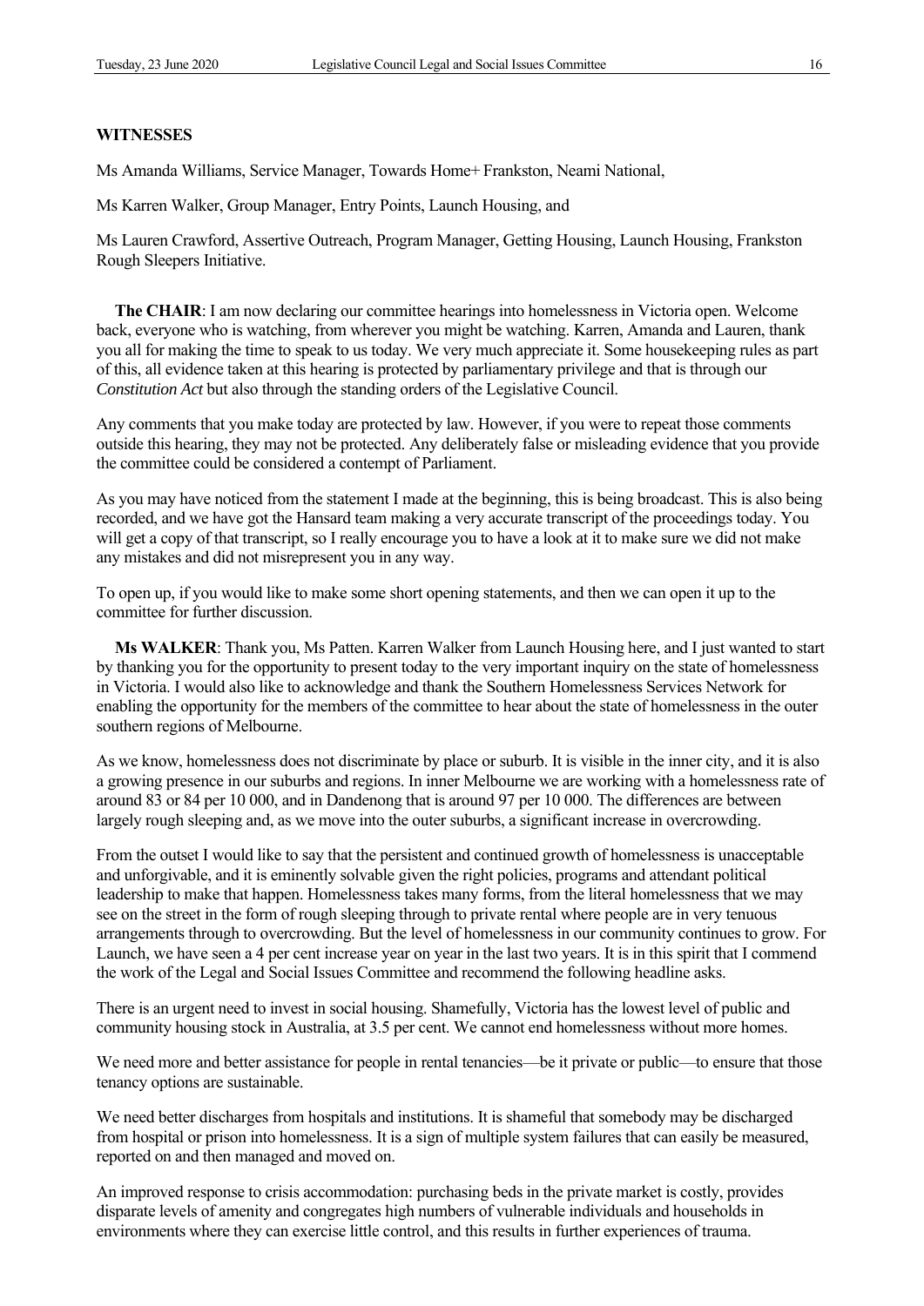**WITNESSES**

Ms Amanda Williams, Service Manager, Towards Home+ Frankston, Neami National,

Ms Karren Walker, Group Manager, Entry Points, Launch Housing, and

Ms Lauren Crawford, Assertive Outreach, Program Manager, Getting Housing, Launch Housing, Frankston Rough Sleepers Initiative.

**The CHAIR**: I am now declaring our committee hearings into homelessness in Victoria open. Welcome back, everyone who is watching, from wherever you might be watching. Karren, Amanda and Lauren, thank you all for making the time to speak to us today. We very much appreciate it. Some housekeeping rules as part of this, all evidence taken at this hearing is protected by parliamentary privilege and that is through our *Constitution Act* but also through the standing orders of the Legislative Council.

Any comments that you make today are protected by law. However, if you were to repeat those comments outside this hearing, they may not be protected. Any deliberately false or misleading evidence that you provide the committee could be considered a contempt of Parliament.

As you may have noticed from the statement I made at the beginning, this is being broadcast. This is also being recorded, and we have got the Hansard team making a very accurate transcript of the proceedings today. You will get a copy of that transcript, so I really encourage you to have a look at it to make sure we did not make any mistakes and did not misrepresent you in any way.

To open up, if you would like to make some short opening statements, and then we can open it up to the committee for further discussion.

**Ms WALKER**: Thank you, Ms Patten. Karren Walker from Launch Housing here, and I just wanted to start by thanking you for the opportunity to present today to the very important inquiry on the state of homelessness in Victoria. I would also like to acknowledge and thank the Southern Homelessness Services Network for enabling the opportunity for the members of the committee to hear about the state of homelessness in the outer southern regions of Melbourne.

As we know, homelessness does not discriminate by place or suburb. It is visible in the inner city, and it is also a growing presence in our suburbs and regions. In inner Melbourne we are working with a homelessness rate of around 83 or 84 per 10 000, and in Dandenong that is around 97 per 10 000. The differences are between largely rough sleeping and, as we move into the outer suburbs, a significant increase in overcrowding.

From the outset I would like to say that the persistent and continued growth of homelessness is unacceptable and unforgivable, and it is eminently solvable given the right policies, programs and attendant political leadership to make that happen. Homelessness takes many forms, from the literal homelessness that we may see on the street in the form of rough sleeping through to private rental where people are in very tenuous arrangements through to overcrowding. But the level of homelessness in our community continues to grow. For Launch, we have seen a 4 per cent increase year on year in the last two years. It is in this spirit that I commend the work of the Legal and Social Issues Committee and recommend the following headline asks.

There is an urgent need to invest in social housing. Shamefully, Victoria has the lowest level of public and community housing stock in Australia, at 3.5 per cent. We cannot end homelessness without more homes.

We need more and better assistance for people in rental tenancies—be it private or public—to ensure that those tenancy options are sustainable.

We need better discharges from hospitals and institutions. It is shameful that somebody may be discharged from hospital or prison into homelessness. It is a sign of multiple system failures that can easily be measured, reported on and then managed and moved on.

An improved response to crisis accommodation: purchasing beds in the private market is costly, provides disparate levels of amenity and congregates high numbers of vulnerable individuals and households in environments where they can exercise little control, and this results in further experiences of trauma.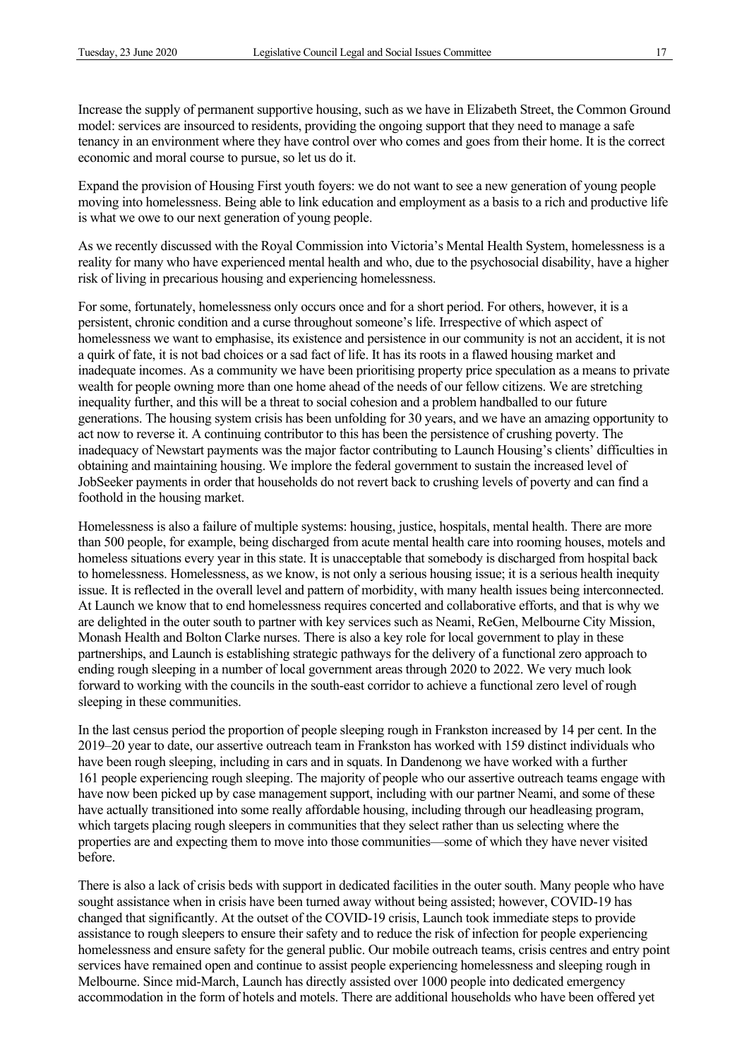Increase the supply of permanent supportive housing, such as we have in Elizabeth Street, the Common Ground model: services are insourced to residents, providing the ongoing support that they need to manage a safe tenancy in an environment where they have control over who comes and goes from their home. It is the correct economic and moral course to pursue, so let us do it.

Expand the provision of Housing First youth foyers: we do not want to see a new generation of young people moving into homelessness. Being able to link education and employment as a basis to a rich and productive life is what we owe to our next generation of young people.

As we recently discussed with the Royal Commission into Victoria's Mental Health System, homelessness is a reality for many who have experienced mental health and who, due to the psychosocial disability, have a higher risk of living in precarious housing and experiencing homelessness.

For some, fortunately, homelessness only occurs once and for a short period. For others, however, it is a persistent, chronic condition and a curse throughout someone's life. Irrespective of which aspect of homelessness we want to emphasise, its existence and persistence in our community is not an accident, it is not a quirk of fate, it is not bad choices or a sad fact of life. It has its roots in a flawed housing market and inadequate incomes. As a community we have been prioritising property price speculation as a means to private wealth for people owning more than one home ahead of the needs of our fellow citizens. We are stretching inequality further, and this will be a threat to social cohesion and a problem handballed to our future generations. The housing system crisis has been unfolding for 30 years, and we have an amazing opportunity to act now to reverse it. A continuing contributor to this has been the persistence of crushing poverty. The inadequacy of Newstart payments was the major factor contributing to Launch Housing's clients' difficulties in obtaining and maintaining housing. We implore the federal government to sustain the increased level of JobSeeker payments in order that households do not revert back to crushing levels of poverty and can find a foothold in the housing market.

Homelessness is also a failure of multiple systems: housing, justice, hospitals, mental health. There are more than 500 people, for example, being discharged from acute mental health care into rooming houses, motels and homeless situations every year in this state. It is unacceptable that somebody is discharged from hospital back to homelessness. Homelessness, as we know, is not only a serious housing issue; it is a serious health inequity issue. It is reflected in the overall level and pattern of morbidity, with many health issues being interconnected. At Launch we know that to end homelessness requires concerted and collaborative efforts, and that is why we are delighted in the outer south to partner with key services such as Neami, ReGen, Melbourne City Mission, Monash Health and Bolton Clarke nurses. There is also a key role for local government to play in these partnerships, and Launch is establishing strategic pathways for the delivery of a functional zero approach to ending rough sleeping in a number of local government areas through 2020 to 2022. We very much look forward to working with the councils in the south-east corridor to achieve a functional zero level of rough sleeping in these communities.

In the last census period the proportion of people sleeping rough in Frankston increased by 14 per cent. In the 2019–20 year to date, our assertive outreach team in Frankston has worked with 159 distinct individuals who have been rough sleeping, including in cars and in squats. In Dandenong we have worked with a further 161 people experiencing rough sleeping. The majority of people who our assertive outreach teams engage with have now been picked up by case management support, including with our partner Neami, and some of these have actually transitioned into some really affordable housing, including through our headleasing program, which targets placing rough sleepers in communities that they select rather than us selecting where the properties are and expecting them to move into those communities—some of which they have never visited before.

There is also a lack of crisis beds with support in dedicated facilities in the outer south. Many people who have sought assistance when in crisis have been turned away without being assisted; however, COVID-19 has changed that significantly. At the outset of the COVID-19 crisis, Launch took immediate steps to provide assistance to rough sleepers to ensure their safety and to reduce the risk of infection for people experiencing homelessness and ensure safety for the general public. Our mobile outreach teams, crisis centres and entry point services have remained open and continue to assist people experiencing homelessness and sleeping rough in Melbourne. Since mid-March, Launch has directly assisted over 1000 people into dedicated emergency accommodation in the form of hotels and motels. There are additional households who have been offered yet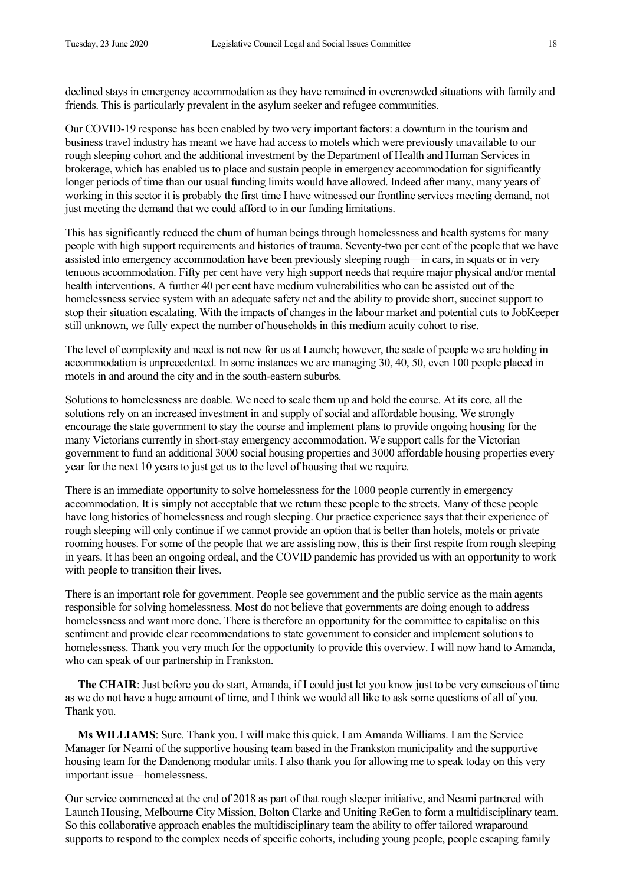declined stays in emergency accommodation as they have remained in overcrowded situations with family and friends. This is particularly prevalent in the asylum seeker and refugee communities.

Our COVID-19 response has been enabled by two very important factors: a downturn in the tourism and business travel industry has meant we have had access to motels which were previously unavailable to our rough sleeping cohort and the additional investment by the Department of Health and Human Services in brokerage, which has enabled us to place and sustain people in emergency accommodation for significantly longer periods of time than our usual funding limits would have allowed. Indeed after many, many years of working in this sector it is probably the first time I have witnessed our frontline services meeting demand, not just meeting the demand that we could afford to in our funding limitations.

This has significantly reduced the churn of human beings through homelessness and health systems for many people with high support requirements and histories of trauma. Seventy-two per cent of the people that we have assisted into emergency accommodation have been previously sleeping rough—in cars, in squats or in very tenuous accommodation. Fifty per cent have very high support needs that require major physical and/or mental health interventions. A further 40 per cent have medium vulnerabilities who can be assisted out of the homelessness service system with an adequate safety net and the ability to provide short, succinct support to stop their situation escalating. With the impacts of changes in the labour market and potential cuts to JobKeeper still unknown, we fully expect the number of households in this medium acuity cohort to rise.

The level of complexity and need is not new for us at Launch; however, the scale of people we are holding in accommodation is unprecedented. In some instances we are managing 30, 40, 50, even 100 people placed in motels in and around the city and in the south-eastern suburbs.

Solutions to homelessness are doable. We need to scale them up and hold the course. At its core, all the solutions rely on an increased investment in and supply of social and affordable housing. We strongly encourage the state government to stay the course and implement plans to provide ongoing housing for the many Victorians currently in short-stay emergency accommodation. We support calls for the Victorian government to fund an additional 3000 social housing properties and 3000 affordable housing properties every year for the next 10 years to just get us to the level of housing that we require.

There is an immediate opportunity to solve homelessness for the 1000 people currently in emergency accommodation. It is simply not acceptable that we return these people to the streets. Many of these people have long histories of homelessness and rough sleeping. Our practice experience says that their experience of rough sleeping will only continue if we cannot provide an option that is better than hotels, motels or private rooming houses. For some of the people that we are assisting now, this is their first respite from rough sleeping in years. It has been an ongoing ordeal, and the COVID pandemic has provided us with an opportunity to work with people to transition their lives.

There is an important role for government. People see government and the public service as the main agents responsible for solving homelessness. Most do not believe that governments are doing enough to address homelessness and want more done. There is therefore an opportunity for the committee to capitalise on this sentiment and provide clear recommendations to state government to consider and implement solutions to homelessness. Thank you very much for the opportunity to provide this overview. I will now hand to Amanda, who can speak of our partnership in Frankston.

**The CHAIR**: Just before you do start, Amanda, if I could just let you know just to be very conscious of time as we do not have a huge amount of time, and I think we would all like to ask some questions of all of you. Thank you.

**Ms WILLIAMS**: Sure. Thank you. I will make this quick. I am Amanda Williams. I am the Service Manager for Neami of the supportive housing team based in the Frankston municipality and the supportive housing team for the Dandenong modular units. I also thank you for allowing me to speak today on this very important issue—homelessness.

Our service commenced at the end of 2018 as part of that rough sleeper initiative, and Neami partnered with Launch Housing, Melbourne City Mission, Bolton Clarke and Uniting ReGen to form a multidisciplinary team. So this collaborative approach enables the multidisciplinary team the ability to offer tailored wraparound supports to respond to the complex needs of specific cohorts, including young people, people escaping family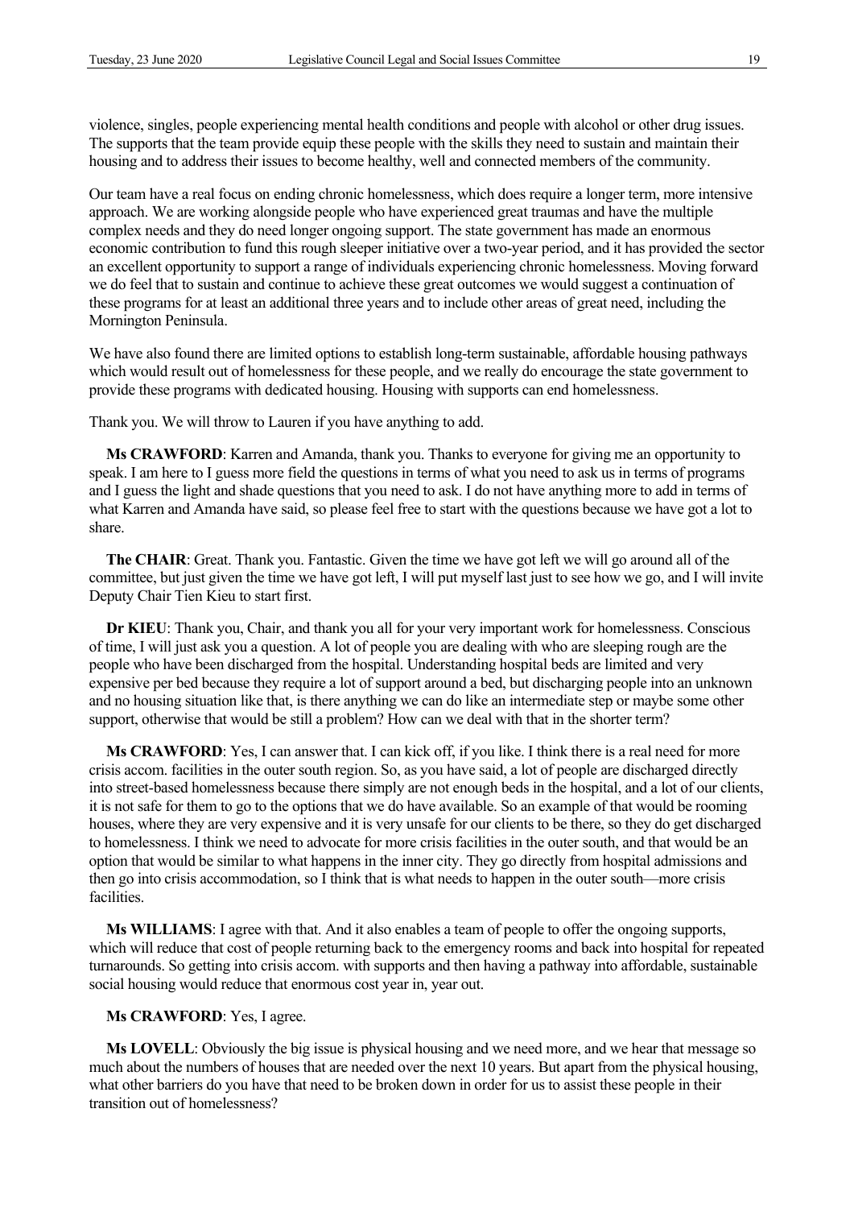violence, singles, people experiencing mental health conditions and people with alcohol or other drug issues. The supports that the team provide equip these people with the skills they need to sustain and maintain their housing and to address their issues to become healthy, well and connected members of the community.

Our team have a real focus on ending chronic homelessness, which does require a longer term, more intensive approach. We are working alongside people who have experienced great traumas and have the multiple complex needs and they do need longer ongoing support. The state government has made an enormous economic contribution to fund this rough sleeper initiative over a two-year period, and it has provided the sector an excellent opportunity to support a range of individuals experiencing chronic homelessness. Moving forward we do feel that to sustain and continue to achieve these great outcomes we would suggest a continuation of these programs for at least an additional three years and to include other areas of great need, including the Mornington Peninsula.

We have also found there are limited options to establish long-term sustainable, affordable housing pathways which would result out of homelessness for these people, and we really do encourage the state government to provide these programs with dedicated housing. Housing with supports can end homelessness.

Thank you. We will throw to Lauren if you have anything to add.

**Ms CRAWFORD**: Karren and Amanda, thank you. Thanks to everyone for giving me an opportunity to speak. I am here to I guess more field the questions in terms of what you need to ask us in terms of programs and I guess the light and shade questions that you need to ask. I do not have anything more to add in terms of what Karren and Amanda have said, so please feel free to start with the questions because we have got a lot to share.

**The CHAIR**: Great. Thank you. Fantastic. Given the time we have got left we will go around all of the committee, but just given the time we have got left, I will put myself last just to see how we go, and I will invite Deputy Chair Tien Kieu to start first.

**Dr KIEU**: Thank you, Chair, and thank you all for your very important work for homelessness. Conscious of time, I will just ask you a question. A lot of people you are dealing with who are sleeping rough are the people who have been discharged from the hospital. Understanding hospital beds are limited and very expensive per bed because they require a lot of support around a bed, but discharging people into an unknown and no housing situation like that, is there anything we can do like an intermediate step or maybe some other support, otherwise that would be still a problem? How can we deal with that in the shorter term?

**Ms CRAWFORD**: Yes, I can answer that. I can kick off, if you like. I think there is a real need for more crisis accom. facilities in the outer south region. So, as you have said, a lot of people are discharged directly into street-based homelessness because there simply are not enough beds in the hospital, and a lot of our clients, it is not safe for them to go to the options that we do have available. So an example of that would be rooming houses, where they are very expensive and it is very unsafe for our clients to be there, so they do get discharged to homelessness. I think we need to advocate for more crisis facilities in the outer south, and that would be an option that would be similar to what happens in the inner city. They go directly from hospital admissions and then go into crisis accommodation, so I think that is what needs to happen in the outer south—more crisis facilities.

**Ms WILLIAMS**: I agree with that. And it also enables a team of people to offer the ongoing supports, which will reduce that cost of people returning back to the emergency rooms and back into hospital for repeated turnarounds. So getting into crisis accom. with supports and then having a pathway into affordable, sustainable social housing would reduce that enormous cost year in, year out.

**Ms CRAWFORD**: Yes, I agree.

**Ms LOVELL**: Obviously the big issue is physical housing and we need more, and we hear that message so much about the numbers of houses that are needed over the next 10 years. But apart from the physical housing, what other barriers do you have that need to be broken down in order for us to assist these people in their transition out of homelessness?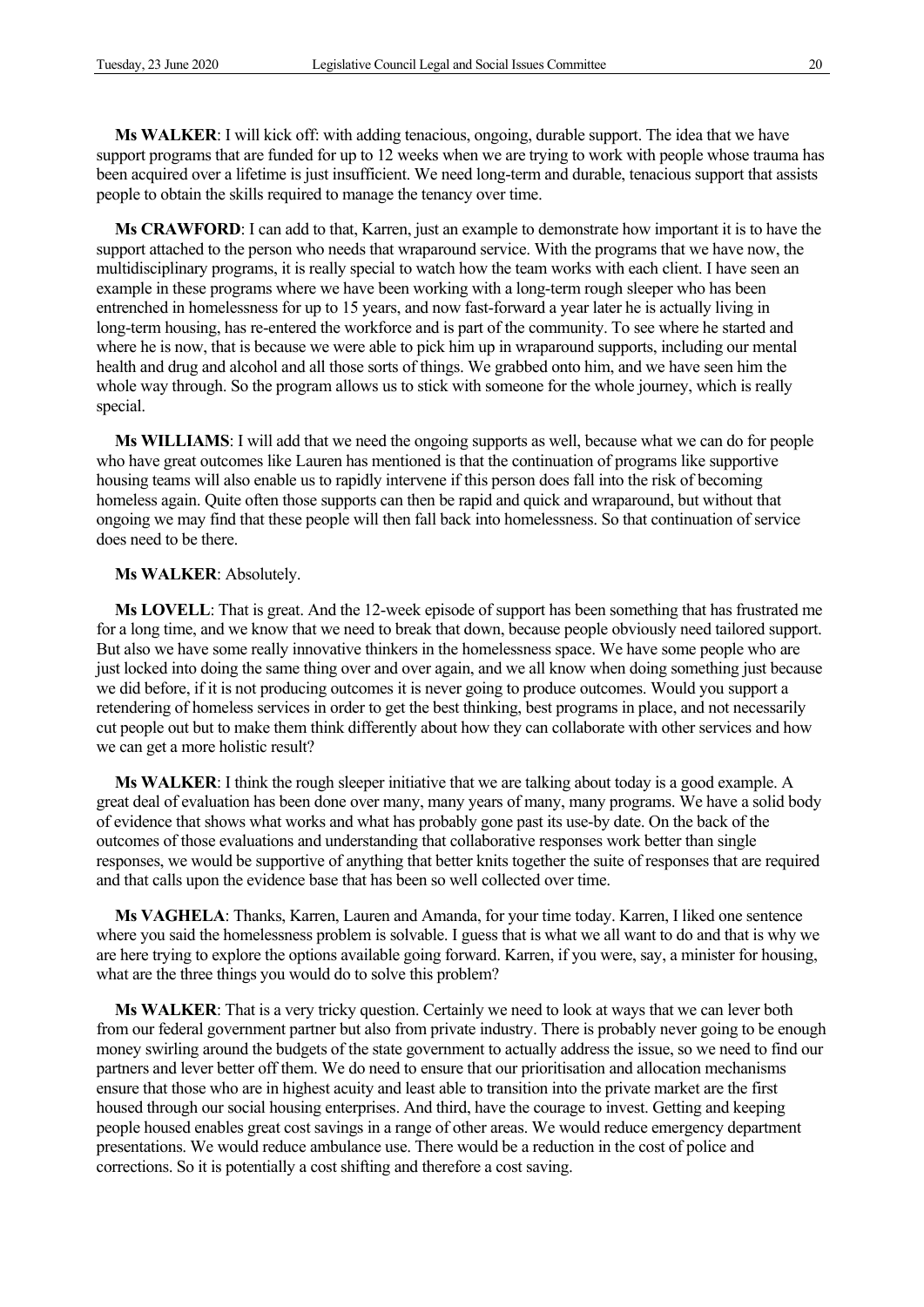**Ms WALKER**: I will kick off: with adding tenacious, ongoing, durable support. The idea that we have support programs that are funded for up to 12 weeks when we are trying to work with people whose trauma has been acquired over a lifetime is just insufficient. We need long-term and durable, tenacious support that assists people to obtain the skills required to manage the tenancy over time.

**Ms CRAWFORD**: I can add to that, Karren, just an example to demonstrate how important it is to have the support attached to the person who needs that wraparound service. With the programs that we have now, the multidisciplinary programs, it is really special to watch how the team works with each client. I have seen an example in these programs where we have been working with a long-term rough sleeper who has been entrenched in homelessness for up to 15 years, and now fast-forward a year later he is actually living in long-term housing, has re-entered the workforce and is part of the community. To see where he started and where he is now, that is because we were able to pick him up in wraparound supports, including our mental health and drug and alcohol and all those sorts of things. We grabbed onto him, and we have seen him the whole way through. So the program allows us to stick with someone for the whole journey, which is really special.

**Ms WILLIAMS**: I will add that we need the ongoing supports as well, because what we can do for people who have great outcomes like Lauren has mentioned is that the continuation of programs like supportive housing teams will also enable us to rapidly intervene if this person does fall into the risk of becoming homeless again. Quite often those supports can then be rapid and quick and wraparound, but without that ongoing we may find that these people will then fall back into homelessness. So that continuation of service does need to be there.

**Ms WALKER**: Absolutely.

**Ms LOVELL**: That is great. And the 12-week episode of support has been something that has frustrated me for a long time, and we know that we need to break that down, because people obviously need tailored support. But also we have some really innovative thinkers in the homelessness space. We have some people who are just locked into doing the same thing over and over again, and we all know when doing something just because we did before, if it is not producing outcomes it is never going to produce outcomes. Would you support a retendering of homeless services in order to get the best thinking, best programs in place, and not necessarily cut people out but to make them think differently about how they can collaborate with other services and how we can get a more holistic result?

**Ms WALKER**: I think the rough sleeper initiative that we are talking about today is a good example. A great deal of evaluation has been done over many, many years of many, many programs. We have a solid body of evidence that shows what works and what has probably gone past its use-by date. On the back of the outcomes of those evaluations and understanding that collaborative responses work better than single responses, we would be supportive of anything that better knits together the suite of responses that are required and that calls upon the evidence base that has been so well collected over time.

**Ms VAGHELA**: Thanks, Karren, Lauren and Amanda, for your time today. Karren, I liked one sentence where you said the homelessness problem is solvable. I guess that is what we all want to do and that is why we are here trying to explore the options available going forward. Karren, if you were, say, a minister for housing, what are the three things you would do to solve this problem?

**Ms WALKER**: That is a very tricky question. Certainly we need to look at ways that we can lever both from our federal government partner but also from private industry. There is probably never going to be enough money swirling around the budgets of the state government to actually address the issue, so we need to find our partners and lever better off them. We do need to ensure that our prioritisation and allocation mechanisms ensure that those who are in highest acuity and least able to transition into the private market are the first housed through our social housing enterprises. And third, have the courage to invest. Getting and keeping people housed enables great cost savings in a range of other areas. We would reduce emergency department presentations. We would reduce ambulance use. There would be a reduction in the cost of police and corrections. So it is potentially a cost shifting and therefore a cost saving.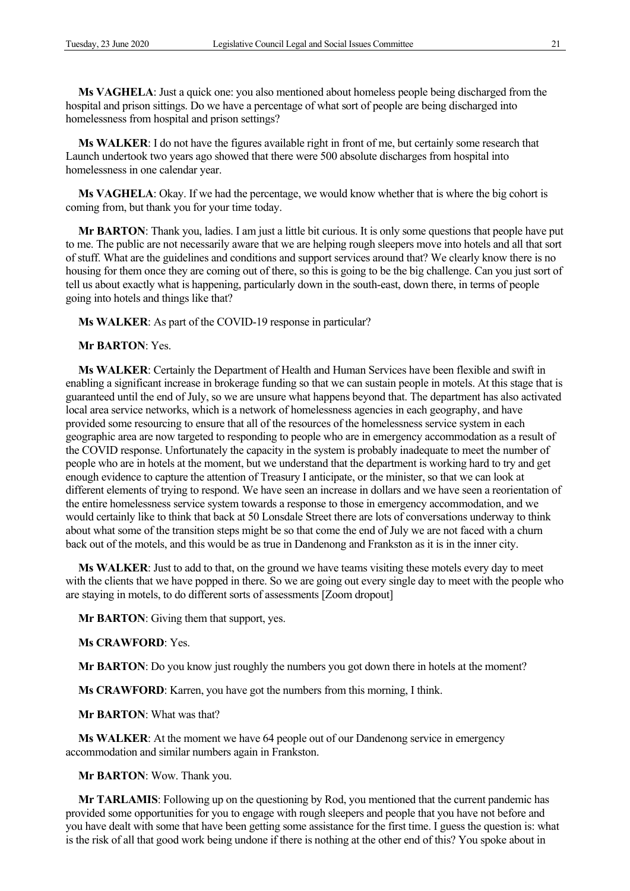**Ms VAGHELA**: Just a quick one: you also mentioned about homeless people being discharged from the hospital and prison sittings. Do we have a percentage of what sort of people are being discharged into homelessness from hospital and prison settings?

**Ms WALKER**: I do not have the figures available right in front of me, but certainly some research that Launch undertook two years ago showed that there were 500 absolute discharges from hospital into homelessness in one calendar year.

**Ms VAGHELA**: Okay. If we had the percentage, we would know whether that is where the big cohort is coming from, but thank you for your time today.

**Mr BARTON**: Thank you, ladies. I am just a little bit curious. It is only some questions that people have put to me. The public are not necessarily aware that we are helping rough sleepers move into hotels and all that sort of stuff. What are the guidelines and conditions and support services around that? We clearly know there is no housing for them once they are coming out of there, so this is going to be the big challenge. Can you just sort of tell us about exactly what is happening, particularly down in the south-east, down there, in terms of people going into hotels and things like that?

**Ms WALKER**: As part of the COVID-19 response in particular?

**Mr BARTON**: Yes.

**Ms WALKER**: Certainly the Department of Health and Human Services have been flexible and swift in enabling a significant increase in brokerage funding so that we can sustain people in motels. At this stage that is guaranteed until the end of July, so we are unsure what happens beyond that. The department has also activated local area service networks, which is a network of homelessness agencies in each geography, and have provided some resourcing to ensure that all of the resources of the homelessness service system in each geographic area are now targeted to responding to people who are in emergency accommodation as a result of the COVID response. Unfortunately the capacity in the system is probably inadequate to meet the number of people who are in hotels at the moment, but we understand that the department is working hard to try and get enough evidence to capture the attention of Treasury I anticipate, or the minister, so that we can look at different elements of trying to respond. We have seen an increase in dollars and we have seen a reorientation of the entire homelessness service system towards a response to those in emergency accommodation, and we would certainly like to think that back at 50 Lonsdale Street there are lots of conversations underway to think about what some of the transition steps might be so that come the end of July we are not faced with a churn back out of the motels, and this would be as true in Dandenong and Frankston as it is in the inner city.

**Ms WALKER**: Just to add to that, on the ground we have teams visiting these motels every day to meet with the clients that we have popped in there. So we are going out every single day to meet with the people who are staying in motels, to do different sorts of assessments [Zoom dropout]

**Mr BARTON**: Giving them that support, yes.

**Ms CRAWFORD**: Yes.

**Mr BARTON**: Do you know just roughly the numbers you got down there in hotels at the moment?

**Ms CRAWFORD**: Karren, you have got the numbers from this morning, I think.

**Mr BARTON**: What was that?

**Ms WALKER**: At the moment we have 64 people out of our Dandenong service in emergency accommodation and similar numbers again in Frankston.

**Mr BARTON**: Wow. Thank you.

**Mr TARLAMIS**: Following up on the questioning by Rod, you mentioned that the current pandemic has provided some opportunities for you to engage with rough sleepers and people that you have not before and you have dealt with some that have been getting some assistance for the first time. I guess the question is: what is the risk of all that good work being undone if there is nothing at the other end of this? You spoke about in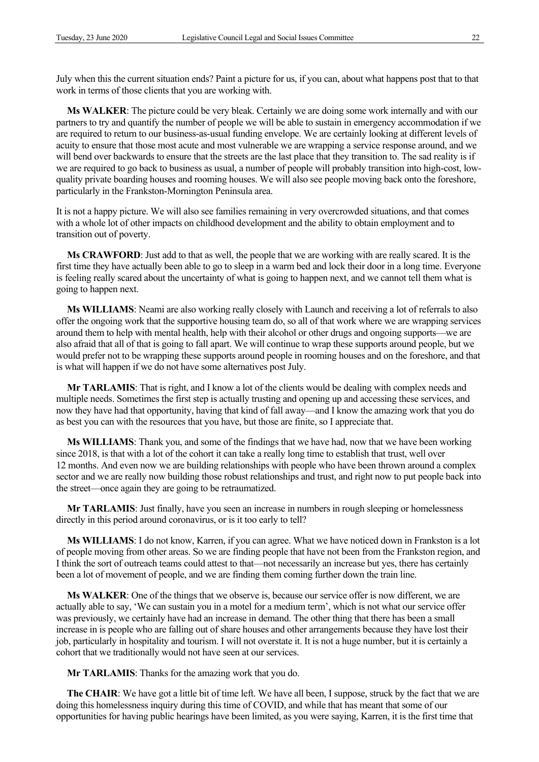July when this the current situation ends? Paint a picture for us, if you can, about what happens post that to that work in terms of those clients that you are working with.

**Ms WALKER**: The picture could be very bleak. Certainly we are doing some work internally and with our partners to try and quantify the number of people we will be able to sustain in emergency accommodation if we are required to return to our business-as-usual funding envelope. We are certainly looking at different levels of acuity to ensure that those most acute and most vulnerable we are wrapping a service response around, and we will bend over backwards to ensure that the streets are the last place that they transition to. The sad reality is if we are required to go back to business as usual, a number of people will probably transition into high-cost, low-quality private boarding houses and rooming houses. We will also see people moving back onto the foreshore, particularly in the Frankston-Mornington Peninsula area.

It is not a happy picture. We will also see families remaining in very overcrowded situations, and that comes with a whole lot of other impacts on childhood development and the ability to obtain employment and to transition out of poverty.

**Ms CRAWFORD**: Just add to that as well, the people that we are working with are really scared. It is the first time they have actually been able to go to sleep in a warm bed and lock their door in a long time. Everyone is feeling really scared about the uncertainty of what is going to happen next, and we cannot tell them what is going to happen next.

**Ms WILLIAMS**: Neami are also working really closely with Launch and receiving a lot of referrals to also offer the ongoing work that the supportive housing team do, so all of that work where we are wrapping services around them to help with mental health, help with their alcohol or other drugs and ongoing supports—we are also afraid that all of that is going to fall apart. We will continue to wrap these supports around people, but we would prefer not to be wrapping these supports around people in rooming houses and on the foreshore, and that is what will happen if we do not have some alternatives post July.

**Mr TARLAMIS**: That is right, and I know a lot of the clients would be dealing with complex needs and multiple needs. Sometimes the first step is actually trusting and opening up and accessing these services, and now they have had that opportunity, having that kind of fall away—and I know the amazing work that you do as best you can with the resources that you have, but those are finite, so I appreciate that.

**Ms WILLIAMS**: Thank you, and some of the findings that we have had, now that we have been working since 2018, is that with a lot of the cohort it can take a really long time to establish that trust, well over 12 months. And even now we are building relationships with people who have been thrown around a complex sector and we are really now building those robust relationships and trust, and right now to put people back into the street—once again they are going to be retraumatized.

**Mr TARLAMIS**: Just finally, have you seen an increase in numbers in rough sleeping or homelessness directly in this period around coronavirus, or is it too early to tell?

**Ms WILLIAMS**: I do not know, Karren, if you can agree. What we have noticed down in Frankston is a lot of people moving from other areas. So we are finding people that have not been from the Frankston region, and I think the sort of outreach teams could attest to that—not necessarily an increase but yes, there has certainly been a lot of movement of people, and we are finding them coming further down the train line.

**Ms WALKER**: One of the things that we observe is, because our service offer is now different, we are actually able to say, 'We can sustain you in a motel for a medium term', which is not what our service offer was previously, we certainly have had an increase in demand. The other thing that there has been a small increase in is people who are falling out of share houses and other arrangements because they have lost their job, particularly in hospitality and tourism. I will not overstate it. It is not a huge number, but it is certainly a cohort that we traditionally would not have seen at our services.

**Mr TARLAMIS**: Thanks for the amazing work that you do.

**The CHAIR**: We have got a little bit of time left. We have all been, I suppose, struck by the fact that we are doing this homelessness inquiry during this time of COVID, and while that has meant that some of our opportunities for having public hearings have been limited, as you were saying, Karren, it is the first time that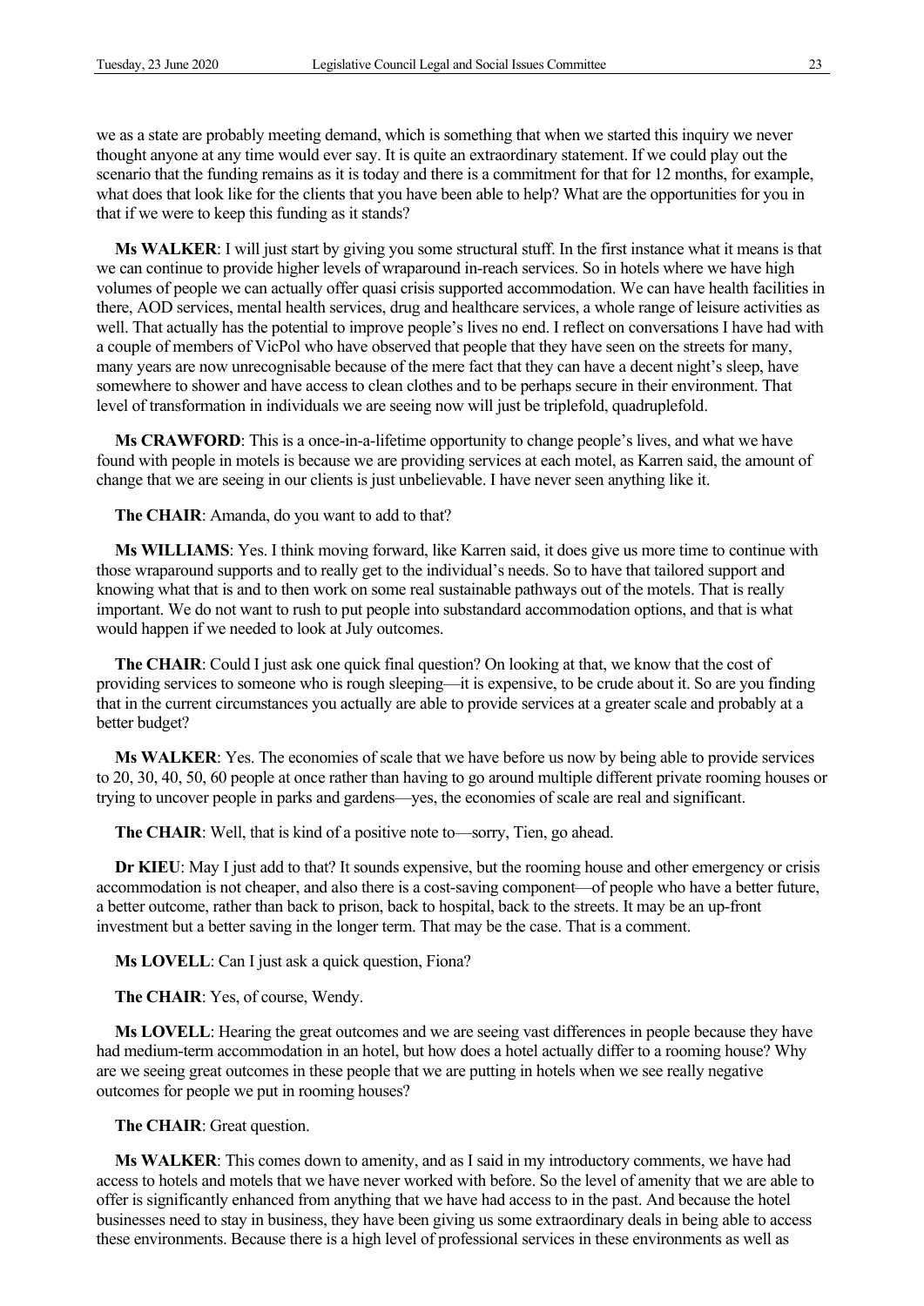we as a state are probably meeting demand, which is something that when we started this inquiry we never thought anyone at any time would ever say. It is quite an extraordinary statement. If we could play out the scenario that the funding remains as it is today and there is a commitment for that for 12 months, for example, what does that look like for the clients that you have been able to help? What are the opportunities for you in that if we were to keep this funding as it stands?

**Ms WALKER**: I will just start by giving you some structural stuff. In the first instance what it means is that we can continue to provide higher levels of wraparound in-reach services. So in hotels where we have high volumes of people we can actually offer quasi crisis supported accommodation. We can have health facilities in there, AOD services, mental health services, drug and healthcare services, a whole range of leisure activities as well. That actually has the potential to improve people's lives no end. I reflect on conversations I have had with a couple of members of VicPol who have observed that people that they have seen on the streets for many, many years are now unrecognisable because of the mere fact that they can have a decent night's sleep, have somewhere to shower and have access to clean clothes and to be perhaps secure in their environment. That level of transformation in individuals we are seeing now will just be triplefold, quadruplefold.

**Ms CRAWFORD**: This is a once-in-a-lifetime opportunity to change people's lives, and what we have found with people in motels is because we are providing services at each motel, as Karren said, the amount of change that we are seeing in our clients is just unbelievable. I have never seen anything like it.

**The CHAIR**: Amanda, do you want to add to that?

**Ms WILLIAMS**: Yes. I think moving forward, like Karren said, it does give us more time to continue with those wraparound supports and to really get to the individual's needs. So to have that tailored support and knowing what that is and to then work on some real sustainable pathways out of the motels. That is really important. We do not want to rush to put people into substandard accommodation options, and that is what would happen if we needed to look at July outcomes.

**The CHAIR**: Could I just ask one quick final question? On looking at that, we know that the cost of providing services to someone who is rough sleeping—it is expensive, to be crude about it. So are you finding that in the current circumstances you actually are able to provide services at a greater scale and probably at a better budget?

**Ms WALKER**: Yes. The economies of scale that we have before us now by being able to provide services to 20, 30, 40, 50, 60 people at once rather than having to go around multiple different private rooming houses or trying to uncover people in parks and gardens—yes, the economies of scale are real and significant.

**The CHAIR**: Well, that is kind of a positive note to—sorry, Tien, go ahead.

**Dr KIEU**: May I just add to that? It sounds expensive, but the rooming house and other emergency or crisis accommodation is not cheaper, and also there is a cost-saving component—of people who have a better future, a better outcome, rather than back to prison, back to hospital, back to the streets. It may be an up-front investment but a better saving in the longer term. That may be the case. That is a comment.

**Ms LOVELL**: Can I just ask a quick question, Fiona?

**The CHAIR**: Yes, of course, Wendy.

**Ms LOVELL**: Hearing the great outcomes and we are seeing vast differences in people because they have had medium-term accommodation in an hotel, but how does a hotel actually differ to a rooming house? Why are we seeing great outcomes in these people that we are putting in hotels when we see really negative outcomes for people we put in rooming houses?

**The CHAIR**: Great question.

**Ms WALKER**: This comes down to amenity, and as I said in my introductory comments, we have had access to hotels and motels that we have never worked with before. So the level of amenity that we are able to offer is significantly enhanced from anything that we have had access to in the past. And because the hotel businesses need to stay in business, they have been giving us some extraordinary deals in being able to access these environments. Because there is a high level of professional services in these environments as well as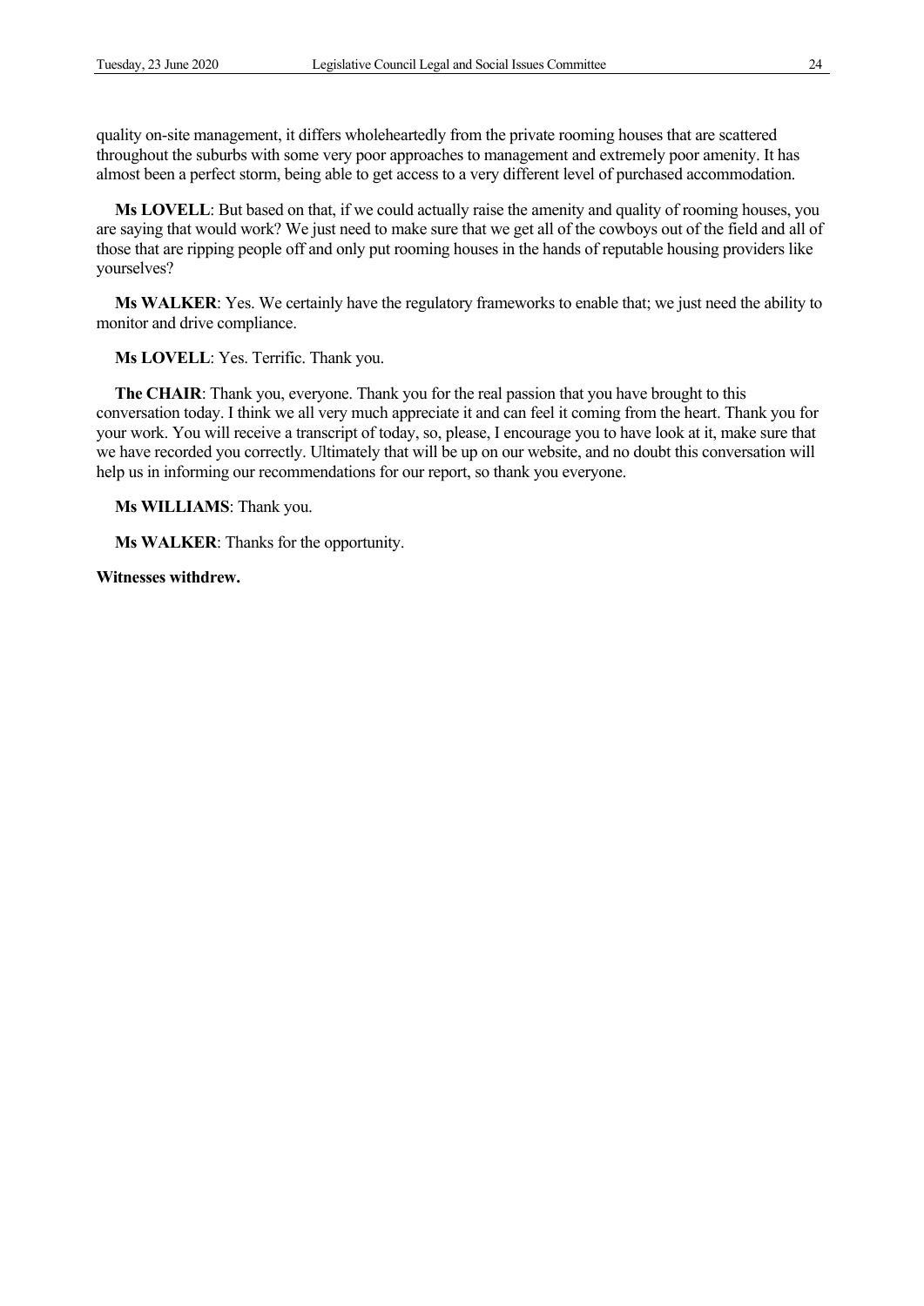quality on-site management, it differs wholeheartedly from the private rooming houses that are scattered throughout the suburbs with some very poor approaches to management and extremely poor amenity. It has almost been a perfect storm, being able to get access to a very different level of purchased accommodation.

**Ms LOVELL**: But based on that, if we could actually raise the amenity and quality of rooming houses, you are saying that would work? We just need to make sure that we get all of the cowboys out of the field and all of those that are ripping people off and only put rooming houses in the hands of reputable housing providers like yourselves?

**Ms WALKER**: Yes. We certainly have the regulatory frameworks to enable that; we just need the ability to monitor and drive compliance.

**Ms LOVELL**: Yes. Terrific. Thank you.

**The CHAIR**: Thank you, everyone. Thank you for the real passion that you have brought to this conversation today. I think we all very much appreciate it and can feel it coming from the heart. Thank you for your work. You will receive a transcript of today, so, please, I encourage you to have look at it, make sure that we have recorded you correctly. Ultimately that will be up on our website, and no doubt this conversation will help us in informing our recommendations for our report, so thank you everyone.

**Ms WILLIAMS**: Thank you.

**Ms WALKER**: Thanks for the opportunity.

**Witnesses withdrew.**